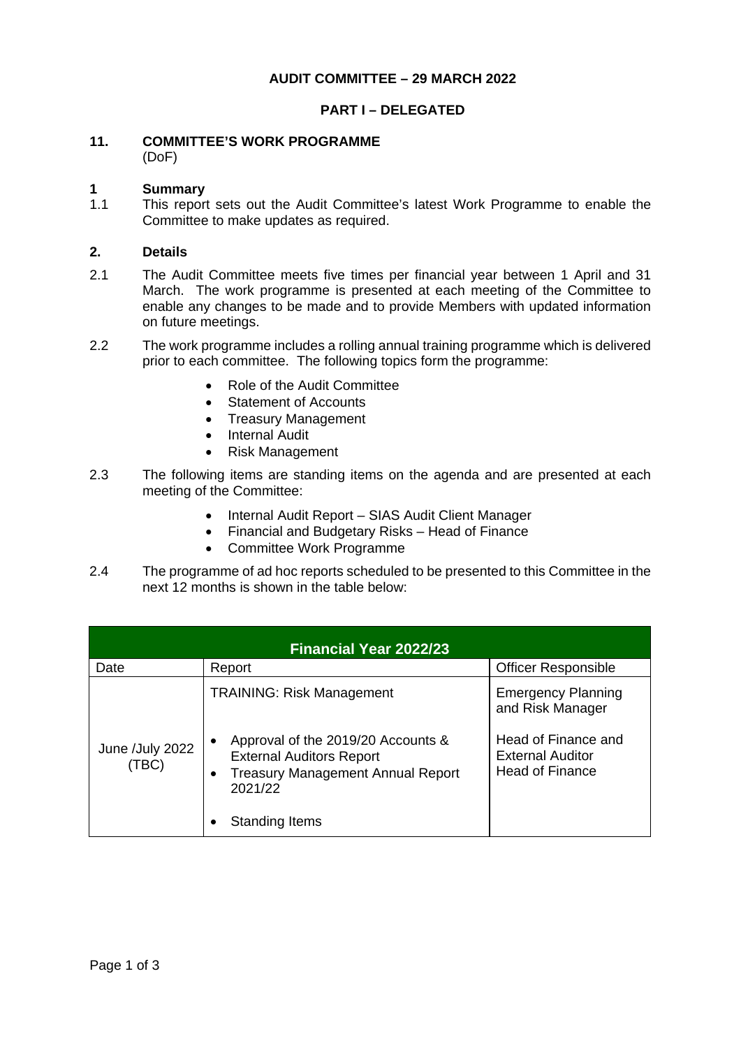**AUDIT COMMITTEE – 29 MARCH 2022**

**PART I – DELEGATED**

## 11. COMMITTEE'S WORK PROGRAMME

(DoF)

## 1 Summary

1.1 This report sets out the Audit Committee's latest Work Programme to enable the Committee to make updates as required.

## 2. Details

2.1 The Audit Committee meets five times per financial year between 1 April and 31 March. The work programme is presented at each meeting of the Committee to enable any changes to be made and to provide Members with updated information on future meetings.

2.2 The work programme includes a rolling annual training programme which is delivered prior to each committee. The following topics form the programme:

- Role of the Audit Committee
- Statement of Accounts
- Treasury Management
- Internal Audit
- Risk Management

2.3 The following items are standing items on the agenda and are presented at each meeting of the Committee:

- Internal Audit Report – SIAS Audit Client Manager
- Financial and Budgetary Risks – Head of Finance
- Committee Work Programme

2.4 The programme of ad hoc reports scheduled to be presented to this Committee in the next 12 months is shown in the table below:

| **Financial Year 2022/23** | | |
|---|---|---|
| Date | Report | Officer Responsible |
| June /July 2022 (TBC) | TRAINING: Risk Management<br><br>• Approval of the 2019/20 Accounts & External Auditors Report<br>• Treasury Management Annual Report 2021/22<br><br>• Standing Items | Emergency Planning and Risk Manager<br><br>Head of Finance and External Auditor<br>Head of Finance |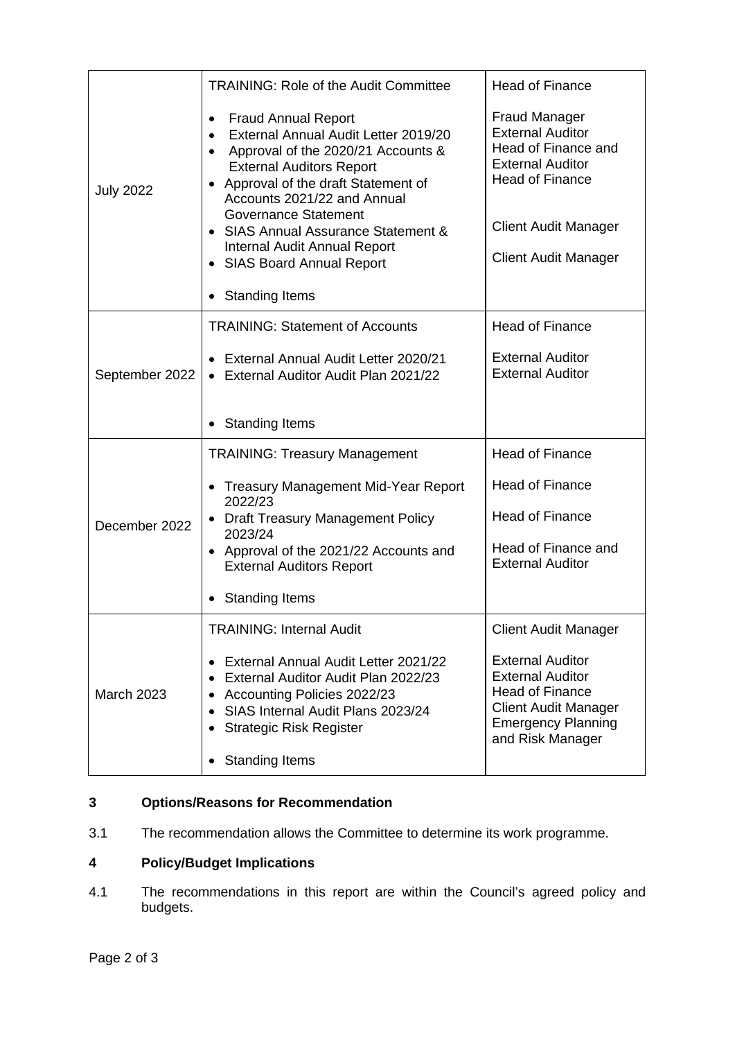| | | |
|---|---|---|
| July 2022 | TRAINING: Role of the Audit Committee<br><br>• Fraud Annual Report<br>• External Annual Audit Letter 2019/20<br>• Approval of the 2020/21 Accounts & External Auditors Report<br>• Approval of the draft Statement of Accounts 2021/22 and Annual Governance Statement<br>• SIAS Annual Assurance Statement & Internal Audit Annual Report<br>• SIAS Board Annual Report<br><br>• Standing Items | Head of Finance<br><br>Fraud Manager<br>External Auditor<br>Head of Finance and External Auditor<br>Head of Finance<br><br>Client Audit Manager<br><br>Client Audit Manager |
| September 2022 | TRAINING: Statement of Accounts<br><br>• External Annual Audit Letter 2020/21<br>• External Auditor Audit Plan 2021/22<br><br>• Standing Items | Head of Finance<br><br>External Auditor<br>External Auditor |
| December 2022 | TRAINING: Treasury Management<br><br>• Treasury Management Mid-Year Report 2022/23<br>• Draft Treasury Management Policy 2023/24<br>• Approval of the 2021/22 Accounts and External Auditors Report<br><br>• Standing Items | Head of Finance<br><br>Head of Finance<br><br>Head of Finance<br><br>Head of Finance and External Auditor |
| March 2023 | TRAINING: Internal Audit<br><br>• External Annual Audit Letter 2021/22<br>• External Auditor Audit Plan 2022/23<br>• Accounting Policies 2022/23<br>• SIAS Internal Audit Plans 2023/24<br>• Strategic Risk Register<br><br>• Standing Items | Client Audit Manager<br><br>External Auditor<br>External Auditor<br>Head of Finance<br>Client Audit Manager<br>Emergency Planning and Risk Manager |

## 3 Options/Reasons for Recommendation

3.1 The recommendation allows the Committee to determine its work programme.

## 4 Policy/Budget Implications

4.1 The recommendations in this report are within the Council's agreed policy and budgets.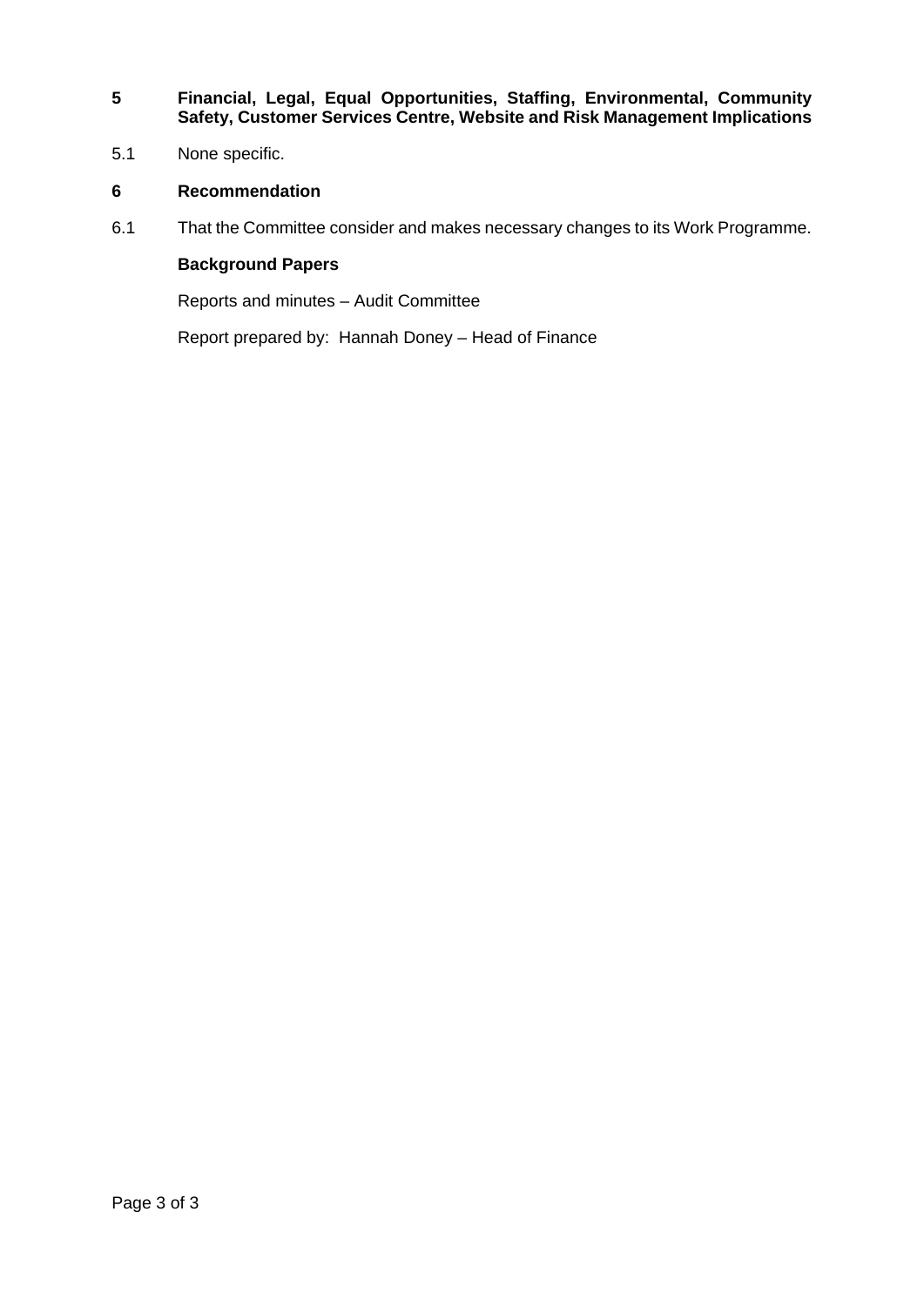## 5 Financial, Legal, Equal Opportunities, Staffing, Environmental, Community Safety, Customer Services Centre, Website and Risk Management Implications

5.1 None specific.

## 6 Recommendation

6.1 That the Committee consider and makes necessary changes to its Work Programme.

**Background Papers**

Reports and minutes – Audit Committee

Report prepared by: Hannah Doney – Head of Finance